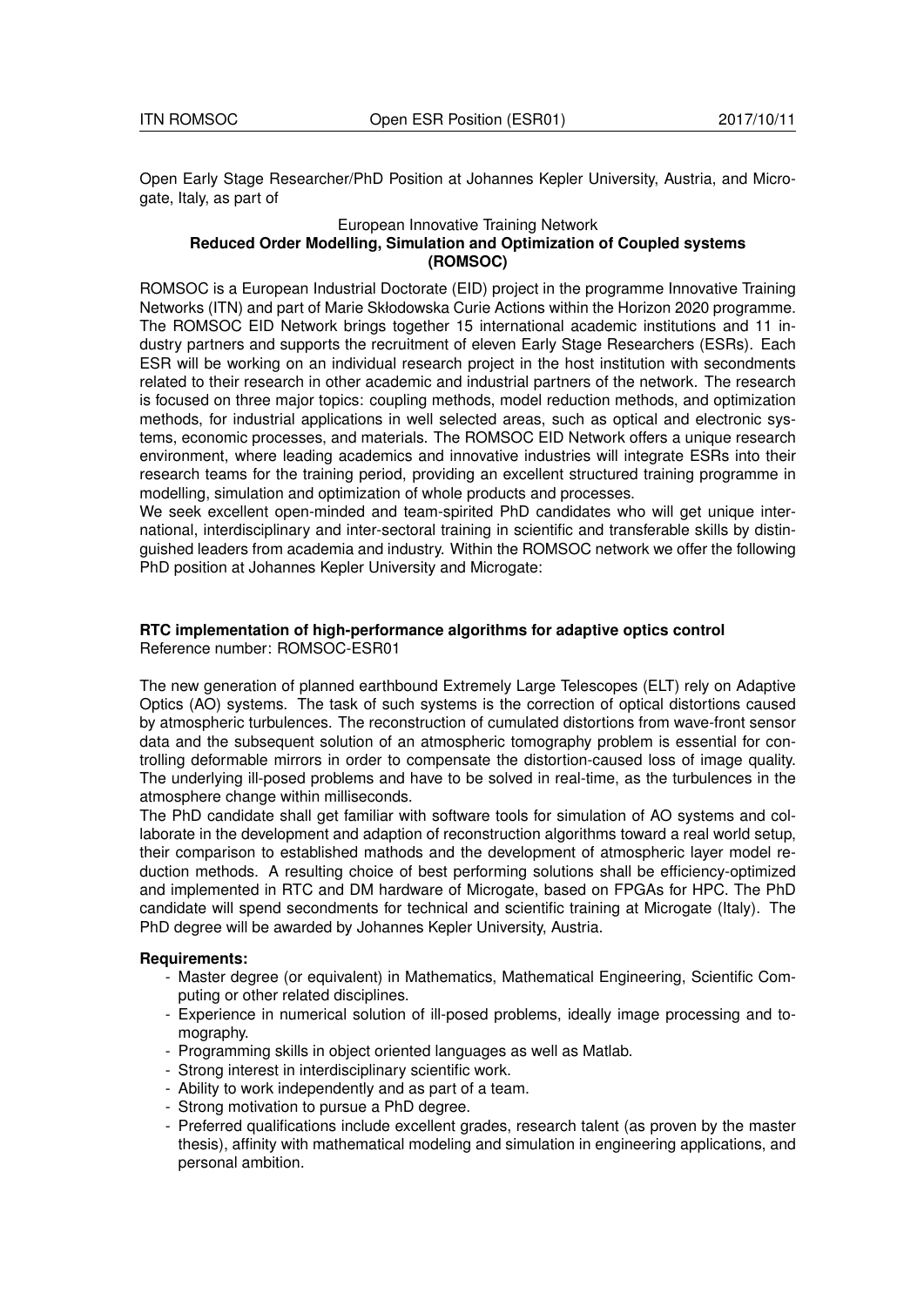Open Early Stage Researcher/PhD Position at Johannes Kepler University, Austria, and Microgate, Italy, as part of

European Innovative Training Network

**Reduced Order Modelling, Simulation and Optimization of Coupled systems (ROMSOC)**

ROMSOC is a European Industrial Doctorate (EID) project in the programme Innovative Training Networks (ITN) and part of Marie Skłodowska Curie Actions within the Horizon 2020 programme. The ROMSOC EID Network brings together 15 international academic institutions and 11 industry partners and supports the recruitment of eleven Early Stage Researchers (ESRs). Each ESR will be working on an individual research project in the host institution with secondments related to their research in other academic and industrial partners of the network. The research is focused on three major topics: coupling methods, model reduction methods, and optimization methods, for industrial applications in well selected areas, such as optical and electronic systems, economic processes, and materials. The ROMSOC EID Network offers a unique research environment, where leading academics and innovative industries will integrate ESRs into their research teams for the training period, providing an excellent structured training programme in modelling, simulation and optimization of whole products and processes.

We seek excellent open-minded and team-spirited PhD candidates who will get unique international, interdisciplinary and inter-sectoral training in scientific and transferable skills by distinguished leaders from academia and industry. Within the ROMSOC network we offer the following PhD position at Johannes Kepler University and Microgate:

**RTC implementation of high-performance algorithms for adaptive optics control**
Reference number: ROMSOC-ESR01

The new generation of planned earthbound Extremely Large Telescopes (ELT) rely on Adaptive Optics (AO) systems. The task of such systems is the correction of optical distortions caused by atmospheric turbulences. The reconstruction of cumulated distortions from wave-front sensor data and the subsequent solution of an atmospheric tomography problem is essential for controlling deformable mirrors in order to compensate the distortion-caused loss of image quality. The underlying ill-posed problems and have to be solved in real-time, as the turbulences in the atmosphere change within milliseconds.

The PhD candidate shall get familiar with software tools for simulation of AO systems and collaborate in the development and adaption of reconstruction algorithms toward a real world setup, their comparison to established mathods and the development of atmospheric layer model reduction methods. A resulting choice of best performing solutions shall be efficiency-optimized and implemented in RTC and DM hardware of Microgate, based on FPGAs for HPC. The PhD candidate will spend secondments for technical and scientific training at Microgate (Italy). The PhD degree will be awarded by Johannes Kepler University, Austria.

**Requirements:**

- Master degree (or equivalent) in Mathematics, Mathematical Engineering, Scientific Computing or other related disciplines.
- Experience in numerical solution of ill-posed problems, ideally image processing and tomography.
- Programming skills in object oriented languages as well as Matlab.
- Strong interest in interdisciplinary scientific work.
- Ability to work independently and as part of a team.
- Strong motivation to pursue a PhD degree.
- Preferred qualifications include excellent grades, research talent (as proven by the master thesis), affinity with mathematical modeling and simulation in engineering applications, and personal ambition.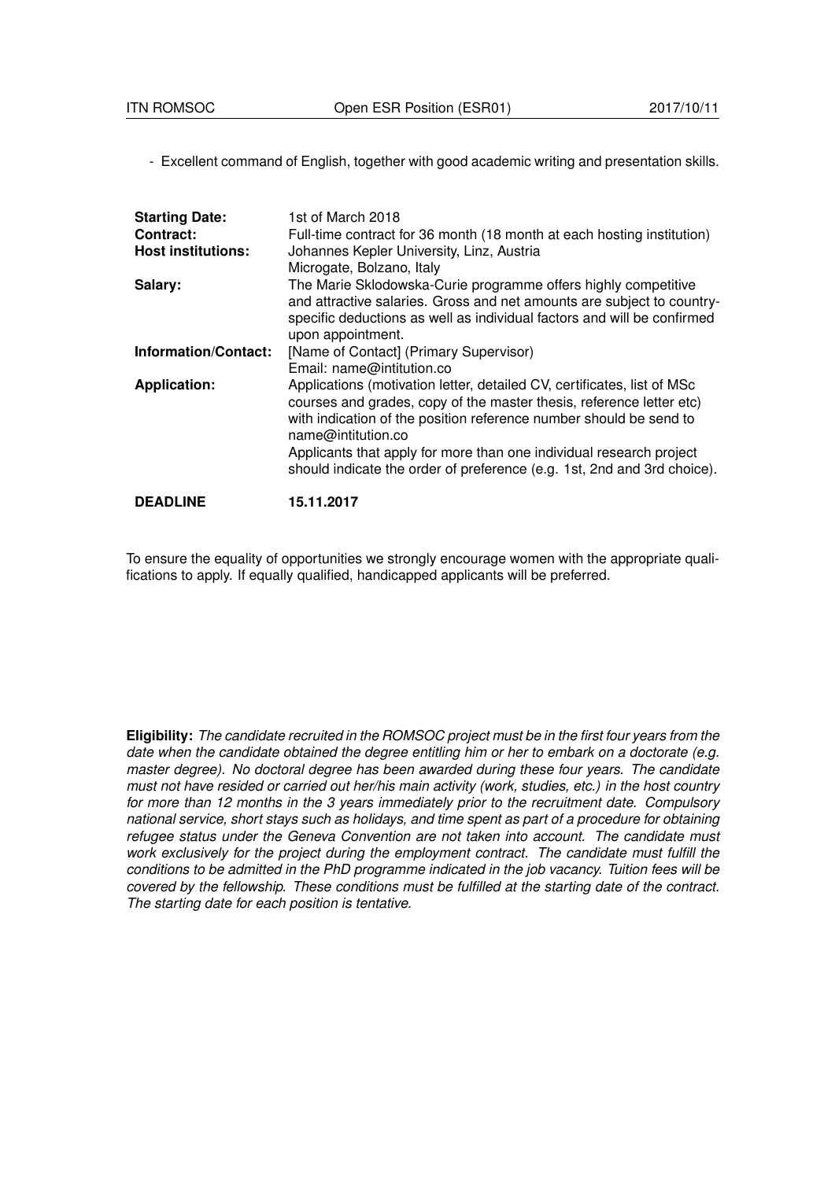- Excellent command of English, together with good academic writing and presentation skills.

| | |
|---|---|
| **Starting Date:** | 1st of March 2018 |
| **Contract:** | Full-time contract for 36 month (18 month at each hosting institution) |
| **Host institutions:** | Johannes Kepler University, Linz, Austria<br>Microgate, Bolzano, Italy |
| **Salary:** | The Marie Sklodowska-Curie programme offers highly competitive and attractive salaries. Gross and net amounts are subject to country-specific deductions as well as individual factors and will be confirmed upon appointment. |
| **Information/Contact:** | [Name of Contact] (Primary Supervisor)<br>Email: name@intitution.co |
| **Application:** | Applications (motivation letter, detailed CV, certificates, list of MSc courses and grades, copy of the master thesis, reference letter etc) with indication of the position reference number should be send to name@intitution.co<br>Applicants that apply for more than one individual research project should indicate the order of preference (e.g. 1st, 2nd and 3rd choice). |
| **DEADLINE** | **15.11.2017** |

To ensure the equality of opportunities we strongly encourage women with the appropriate qualifications to apply. If equally qualified, handicapped applicants will be preferred.

**Eligibility:** *The candidate recruited in the ROMSOC project must be in the first four years from the date when the candidate obtained the degree entitling him or her to embark on a doctorate (e.g. master degree). No doctoral degree has been awarded during these four years. The candidate must not have resided or carried out her/his main activity (work, studies, etc.) in the host country for more than 12 months in the 3 years immediately prior to the recruitment date. Compulsory national service, short stays such as holidays, and time spent as part of a procedure for obtaining refugee status under the Geneva Convention are not taken into account. The candidate must work exclusively for the project during the employment contract. The candidate must fulfill the conditions to be admitted in the PhD programme indicated in the job vacancy. Tuition fees will be covered by the fellowship. These conditions must be fulfilled at the starting date of the contract. The starting date for each position is tentative.*